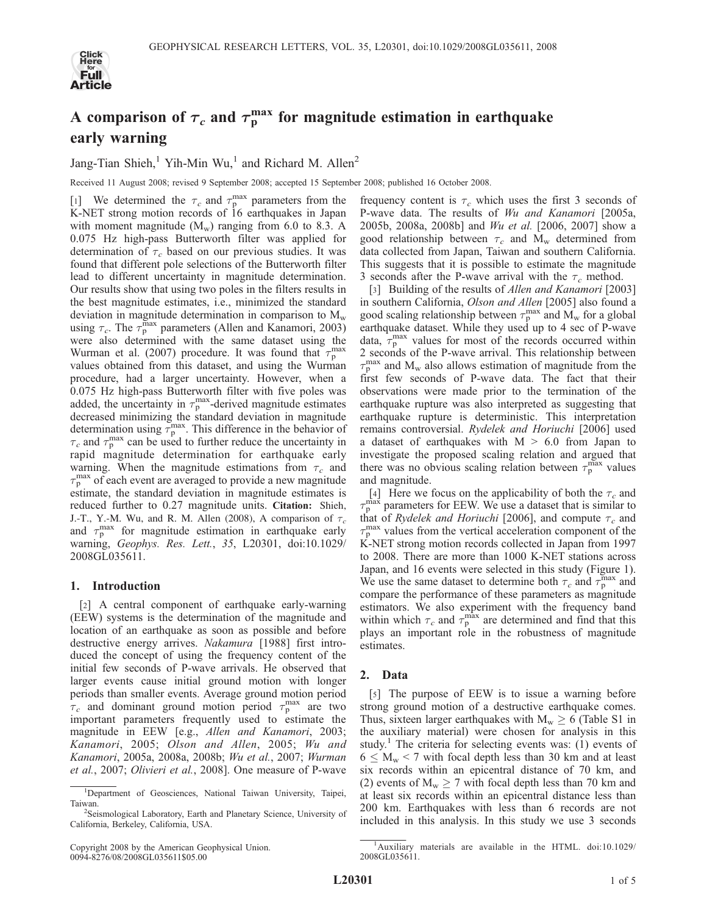# A comparison of $\tau_c$ and $\tau_p^{max}$ for magnitude estimation in earthquake early warning

Jang-Tian Shieh,[1] Yih-Min Wu,[1] and Richard M. Allen[2]

Received 11 August 2008; revised 9 September 2008; accepted 15 September 2008; published 16 October 2008.

[1] We determined the $\tau_c$ and $\tau_p^{max}$ parameters from the K-NET strong motion records of 16 earthquakes in Japan with moment magnitude ($M_w$) ranging from 6.0 to 8.3. A 0.075 Hz high-pass Butterworth filter was applied for determination of $\tau_c$ based on our previous studies. It was found that different pole selections of the Butterworth filter lead to different uncertainty in magnitude determination. Our results show that using two poles in the filters results in the best magnitude estimates, i.e., minimized the standard deviation in magnitude determination in comparison to $M_w$ using $\tau_c$. The $\tau_p^{max}$ parameters (Allen and Kanamori, 2003) were also determined with the same dataset using the Wurman et al. (2007) procedure. It was found that $\tau_p^{max}$ values obtained from this dataset, and using the Wurman procedure, had a larger uncertainty. However, when a 0.075 Hz high-pass Butterworth filter with five poles was added, the uncertainty in $\tau_p^{max}$-derived magnitude estimates decreased minimizing the standard deviation in magnitude determination using $\tau_p^{max}$. This difference in the behavior of $\tau_c$ and $\tau_p^{max}$ can be used to further reduce the uncertainty in rapid magnitude determination for earthquake early warning. When the magnitude estimations from $\tau_c$ and $\tau_p^{max}$ of each event are averaged to provide a new magnitude estimate, the standard deviation in magnitude estimates is reduced further to 0.27 magnitude units. **Citation:** Shieh, J.-T., Y.-M. Wu, and R. M. Allen (2008), A comparison of $\tau_c$ and $\tau_p^{max}$ for magnitude estimation in earthquake early warning, *Geophys. Res. Lett.*, *35*, L20301, doi:10.1029/2008GL035611.

## 1. Introduction

[2] A central component of earthquake early-warning (EEW) systems is the determination of the magnitude and location of an earthquake as soon as possible and before destructive energy arrives. *Nakamura* [1988] first introduced the concept of using the frequency content of the initial few seconds of P-wave arrivals. He observed that larger events cause initial ground motion with longer periods than smaller events. Average ground motion period $\tau_c$ and dominant ground motion period $\tau_p^{max}$ are two important parameters frequently used to estimate the magnitude in EEW [e.g., *Allen and Kanamori*, 2003; *Kanamori*, 2005; *Olson and Allen*, 2005; *Wu and Kanamori*, 2005a, 2008a, 2008b; *Wu et al.*, 2007; *Wurman et al.*, 2007; *Olivieri et al.*, 2008]. One measure of P-wave frequency content is $\tau_c$ which uses the first 3 seconds of P-wave data. The results of *Wu and Kanamori* [2005a, 2005b, 2008a, 2008b] and *Wu et al.* [2006, 2007] show a good relationship between $\tau_c$ and $M_w$ determined from data collected from Japan, Taiwan and southern California. This suggests that it is possible to estimate the magnitude 3 seconds after the P-wave arrival with the $\tau_c$ method.

[3] Building of the results of *Allen and Kanamori* [2003] in southern California, *Olson and Allen* [2005] also found a good scaling relationship between $\tau_p^{max}$ and $M_w$ for a global earthquake dataset. While they used up to 4 sec of P-wave data, $\tau_p^{max}$ values for most of the records occurred within 2 seconds of the P-wave arrival. This relationship between $\tau_p^{max}$ and $M_w$ also allows estimation of magnitude from the first few seconds of P-wave data. The fact that their observations were made prior to the termination of the earthquake rupture was also interpreted as suggesting that earthquake rupture is deterministic. This interpretation remains controversial. *Rydelek and Horiuchi* [2006] used a dataset of earthquakes with M > 6.0 from Japan to investigate the proposed scaling relation and argued that there was no obvious scaling relation between $\tau_p^{max}$ values and magnitude.

[4] Here we focus on the applicability of both the $\tau_c$ and $\tau_p^{max}$ parameters for EEW. We use a dataset that is similar to that of *Rydelek and Horiuchi* [2006], and compute $\tau_c$ and $\tau_p^{max}$ values from the vertical acceleration component of the K-NET strong motion records collected in Japan from 1997 to 2008. There are more than 1000 K-NET stations across Japan, and 16 events were selected in this study (Figure 1). We use the same dataset to determine both $\tau_c$ and $\tau_p^{max}$ and compare the performance of these parameters as magnitude estimators. We also experiment with the frequency band within which $\tau_c$ and $\tau_p^{max}$ are determined and find that this plays an important role in the robustness of magnitude estimates.

## 2. Data

[5] The purpose of EEW is to issue a warning before strong ground motion of a destructive earthquake comes. Thus, sixteen larger earthquakes with $M_w \geq 6$ (Table S1 in the auxiliary material) were chosen for analysis in this study.[1] The criteria for selecting events was: (1) events of $6 \leq M_w < 7$ with focal depth less than 30 km and at least six records within an epicentral distance of 70 km, and (2) events of $M_w \geq 7$ with focal depth less than 70 km and at least six records within an epicentral distance less than 200 km. Earthquakes with less than 6 records are not included in this analysis. In this study we use 3 seconds

---

[1]Department of Geosciences, National Taiwan University, Taipei, Taiwan.

[2]Seismological Laboratory, Earth and Planetary Science, University of California, Berkeley, California, USA.

Copyright 2008 by the American Geophysical Union.
0094-8276/08/2008GL035611$05.00

[1]Auxiliary materials are available in the HTML. doi:10.1029/2008GL035611.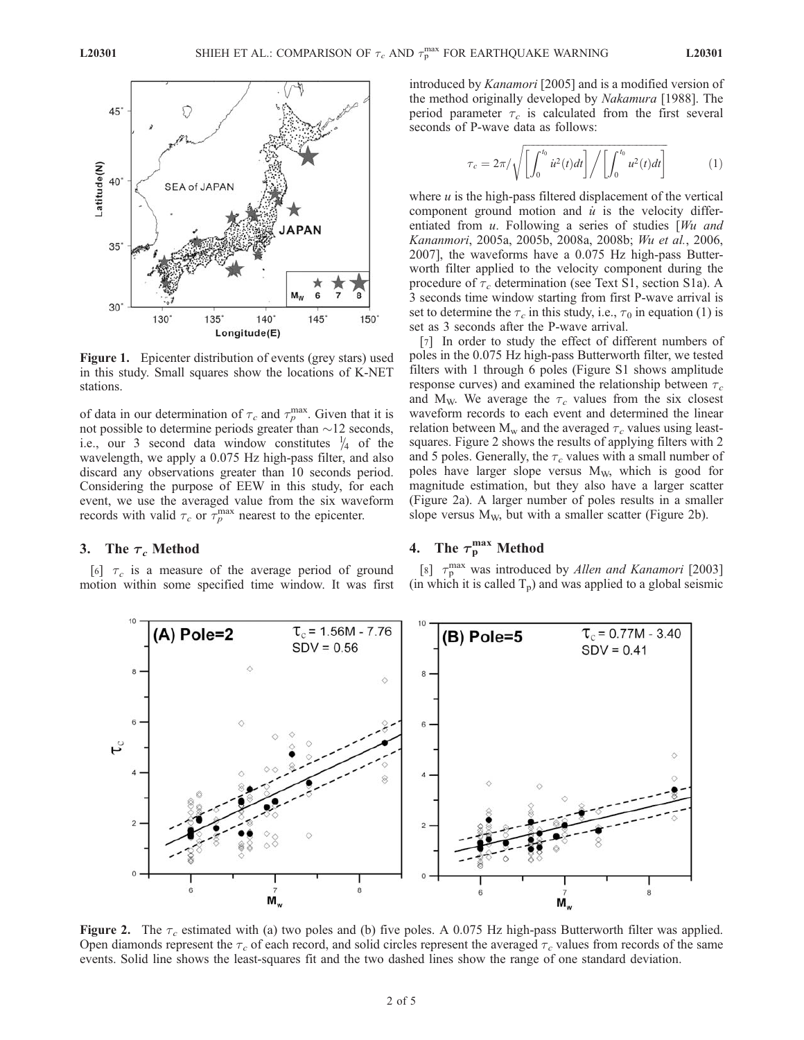**Figure 1.** Epicenter distribution of events (grey stars) used in this study. Small squares show the locations of K-NET stations.

of data in our determination of $\tau_c$ and $\tau_p^{\max}$. Given that it is not possible to determine periods greater than ~12 seconds, i.e., our 3 second data window constitutes $\frac{1}{4}$ of the wavelength, we apply a 0.075 Hz high-pass filter, and also discard any observations greater than 10 seconds period. Considering the purpose of EEW in this study, for each event, we use the averaged value from the six waveform records with valid $\tau_c$ or $\tau_p^{\max}$ nearest to the epicenter.

## 3. The $\tau_c$ Method

[6] $\tau_c$ is a measure of the average period of ground motion within some specified time window. It was first introduced by *Kanamori* [2005] and is a modified version of the method originally developed by *Nakamura* [1988]. The period parameter $\tau_c$ is calculated from the first several seconds of P-wave data as follows:

$$\tau_c = 2\pi / \sqrt{\left[\int_0^{t_0} \dot{u}^2(t)dt\right] \Big/ \left[\int_0^{t_0} u^2(t)dt\right]} \quad (1)$$

where $u$ is the high-pass filtered displacement of the vertical component ground motion and $\dot{u}$ is the velocity differentiated from $u$. Following a series of studies [*Wu and Kananmori*, 2005a, 2005b, 2008a, 2008b; *Wu et al.*, 2006, 2007], the waveforms have a 0.075 Hz high-pass Butterworth filter applied to the velocity component during the procedure of $\tau_c$ determination (see Text S1, section S1a). A 3 seconds time window starting from first P-wave arrival is set to determine the $\tau_c$ in this study, i.e., $\tau_0$ in equation (1) is set as 3 seconds after the P-wave arrival.

[7] In order to study the effect of different numbers of poles in the 0.075 Hz high-pass Butterworth filter, we tested filters with 1 through 6 poles (Figure S1 shows amplitude response curves) and examined the relationship between $\tau_c$ and $M_W$. We average the $\tau_c$ values from the six closest waveform records to each event and determined the linear relation between $M_w$ and the averaged $\tau_c$ values using least-squares. Figure 2 shows the results of applying filters with 2 and 5 poles. Generally, the $\tau_c$ values with a small number of poles have larger slope versus $M_W$, which is good for magnitude estimation, but they also have a larger scatter (Figure 2a). A larger number of poles results in a smaller slope versus $M_W$, but with a smaller scatter (Figure 2b).

## 4. The $\tau_p^{\max}$ Method

[8] $\tau_p^{\max}$ was introduced by *Allen and Kanamori* [2003] (in which it is called $T_p$) and was applied to a global seismic

**Figure 2.** The $\tau_c$ estimated with (a) two poles and (b) five poles. A 0.075 Hz high-pass Butterworth filter was applied. Open diamonds represent the $\tau_c$ of each record, and solid circles represent the averaged $\tau_c$ values from records of the same events. Solid line shows the least-squares fit and the two dashed lines show the range of one standard deviation.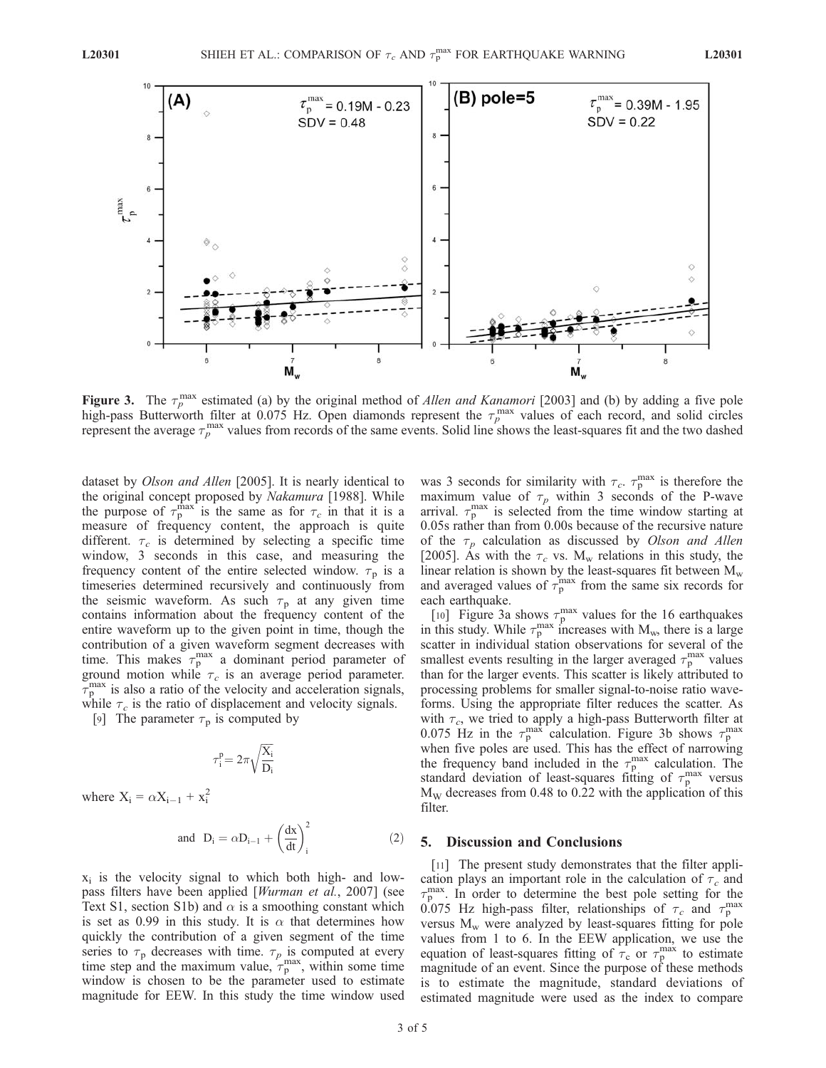**Figure 3.** The $\tau_p^{max}$ estimated (a) by the original method of *Allen and Kanamori* [2003] and (b) by adding a five pole high-pass Butterworth filter at 0.075 Hz. Open diamonds represent the $\tau_p^{max}$ values of each record, and solid circles represent the average $\tau_p^{max}$ values from records of the same events. Solid line shows the least-squares fit and the two dashed

dataset by *Olson and Allen* [2005]. It is nearly identical to the original concept proposed by *Nakamura* [1988]. While the purpose of $\tau_p^{max}$ is the same as for $\tau_c$ in that it is a measure of frequency content, the approach is quite different. $\tau_c$ is determined by selecting a specific time window, 3 seconds in this case, and measuring the frequency content of the entire selected window. $\tau_p$ is a timeseries determined recursively and continuously from the seismic waveform. As such $\tau_p$ at any given time contains information about the frequency content of the entire waveform up to the given point in time, though the contribution of a given waveform segment decreases with time. This makes $\tau_p^{max}$ a dominant period parameter of ground motion while $\tau_c$ is an average period parameter. $\tau_p^{max}$ is also a ratio of the velocity and acceleration signals, while $\tau_c$ is the ratio of displacement and velocity signals.

[9] The parameter $\tau_p$ is computed by

$$\tau_i^p = 2\pi\sqrt{\frac{X_i}{D_i}}$$

where $X_i = \alpha X_{i-1} + x_i^2$

$$\text{and} \quad D_i = \alpha D_{i-1} + \left(\frac{dx}{dt}\right)_i^2 \qquad (2)$$

$x_i$ is the velocity signal to which both high- and low-pass filters have been applied [*Wurman et al.*, 2007] (see Text S1, section S1b) and $\alpha$ is a smoothing constant which is set as 0.99 in this study. It is $\alpha$ that determines how quickly the contribution of a given segment of the time series to $\tau_p$ decreases with time. $\tau_p$ is computed at every time step and the maximum value, $\tau_p^{max}$, within some time window is chosen to be the parameter used to estimate magnitude for EEW. In this study the time window used was 3 seconds for similarity with $\tau_c$. $\tau_p^{max}$ is therefore the maximum value of $\tau_p$ within 3 seconds of the P-wave arrival. $\tau_p^{max}$ is selected from the time window starting at 0.05s rather than from 0.00s because of the recursive nature of the $\tau_p$ calculation as discussed by *Olson and Allen* [2005]. As with the $\tau_c$ vs. $M_w$ relations in this study, the linear relation is shown by the least-squares fit between $M_w$ and averaged values of $\tau_p^{max}$ from the same six records for each earthquake.

[10] Figure 3a shows $\tau_p^{max}$ values for the 16 earthquakes in this study. While $\tau_p^{max}$ increases with $M_w$, there is a large scatter in individual station observations for several of the smallest events resulting in the larger averaged $\tau_p^{max}$ values than for the larger events. This scatter is likely attributed to processing problems for smaller signal-to-noise ratio waveforms. Using the appropriate filter reduces the scatter. As with $\tau_c$, we tried to apply a high-pass Butterworth filter at 0.075 Hz in the $\tau_p^{max}$ calculation. Figure 3b shows $\tau_p^{max}$ when five poles are used. This has the effect of narrowing the frequency band included in the $\tau_p^{max}$ calculation. The standard deviation of least-squares fitting of $\tau_p^{max}$ versus $M_W$ decreases from 0.48 to 0.22 with the application of this filter.

## 5. Discussion and Conclusions

[11] The present study demonstrates that the filter application plays an important role in the calculation of $\tau_c$ and $\tau_p^{max}$. In order to determine the best pole setting for the 0.075 Hz high-pass filter, relationships of $\tau_c$ and $\tau_p^{max}$ versus $M_w$ were analyzed by least-squares fitting for pole values from 1 to 6. In the EEW application, we use the equation of least-squares fitting of $\tau_c$ or $\tau_p^{max}$ to estimate magnitude of an event. Since the purpose of these methods is to estimate the magnitude, standard deviations of estimated magnitude were used as the index to compare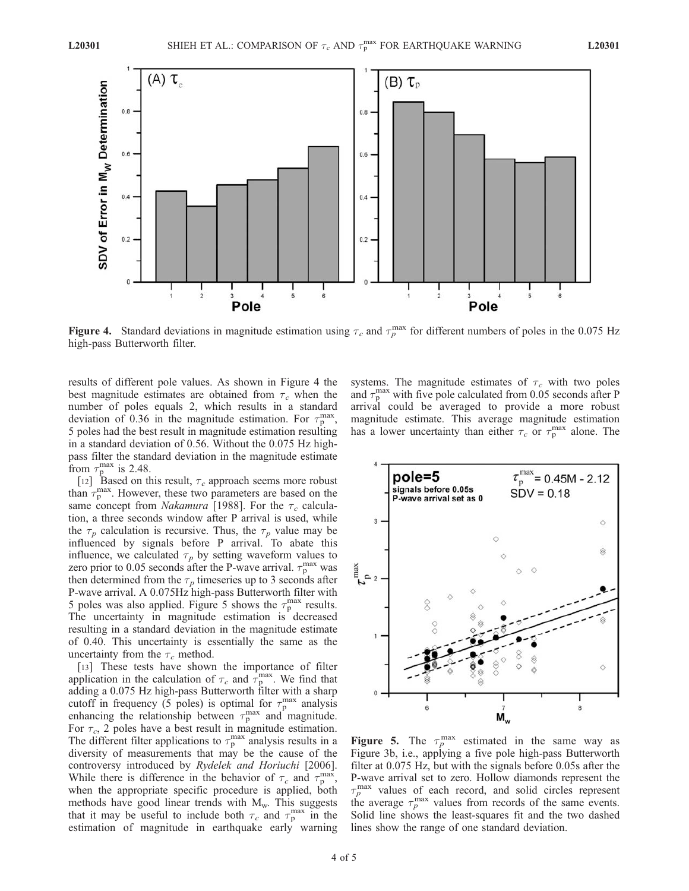Figure 4. Standard deviations in magnitude estimation using $\tau_c$ and $\tau_p^{max}$ for different numbers of poles in the 0.075 Hz high-pass Butterworth filter.

results of different pole values. As shown in Figure 4 the best magnitude estimates are obtained from $\tau_c$ when the number of poles equals 2, which results in a standard deviation of 0.36 in the magnitude estimation. For $\tau_p^{max}$, 5 poles had the best result in magnitude estimation resulting in a standard deviation of 0.56. Without the 0.075 Hz high-pass filter the standard deviation in the magnitude estimate from $\tau_p^{max}$ is 2.48.

[12] Based on this result, $\tau_c$ approach seems more robust than $\tau_p^{max}$. However, these two parameters are based on the same concept from *Nakamura* [1988]. For the $\tau_c$ calculation, a three seconds window after P arrival is used, while the $\tau_p$ calculation is recursive. Thus, the $\tau_p$ value may be influenced by signals before P arrival. To abate this influence, we calculated $\tau_p$ by setting waveform values to zero prior to 0.05 seconds after the P-wave arrival. $\tau_p^{max}$ was then determined from the $\tau_p$ timeseries up to 3 seconds after P-wave arrival. A 0.075Hz high-pass Butterworth filter with 5 poles was also applied. Figure 5 shows the $\tau_p^{max}$ results. The uncertainty in magnitude estimation is decreased resulting in a standard deviation in the magnitude estimate of 0.40. This uncertainty is essentially the same as the uncertainty from the $\tau_c$ method.

[13] These tests have shown the importance of filter application in the calculation of $\tau_c$ and $\tau_p^{max}$. We find that adding a 0.075 Hz high-pass Butterworth filter with a sharp cutoff in frequency (5 poles) is optimal for $\tau_p^{max}$ analysis enhancing the relationship between $\tau_p^{max}$ and magnitude. For $\tau_c$, 2 poles have a best result in magnitude estimation. The different filter applications to $\tau_p^{max}$ analysis results in a diversity of measurements that may be the cause of the controversy introduced by *Rydelek and Horiuchi* [2006]. While there is difference in the behavior of $\tau_c$ and $\tau_p^{max}$, when the appropriate specific procedure is applied, both methods have good linear trends with $M_w$. This suggests that it may be useful to include both $\tau_c$ and $\tau_p^{max}$ in the estimation of magnitude in earthquake early warning systems. The magnitude estimates of $\tau_c$ with two poles and $\tau_p^{max}$ with five pole calculated from 0.05 seconds after P arrival could be averaged to provide a more robust magnitude estimate. This average magnitude estimation has a lower uncertainty than either $\tau_c$ or $\tau_p^{max}$ alone. The

Figure 5. The $\tau_p^{max}$ estimated in the same way as Figure 3b, i.e., applying a five pole high-pass Butterworth filter at 0.075 Hz, but with the signals before 0.05s after the P-wave arrival set to zero. Hollow diamonds represent the $\tau_p^{max}$ values of each record, and solid circles represent the average $\tau_p^{max}$ values from records of the same events. Solid line shows the least-squares fit and the two dashed lines show the range of one standard deviation.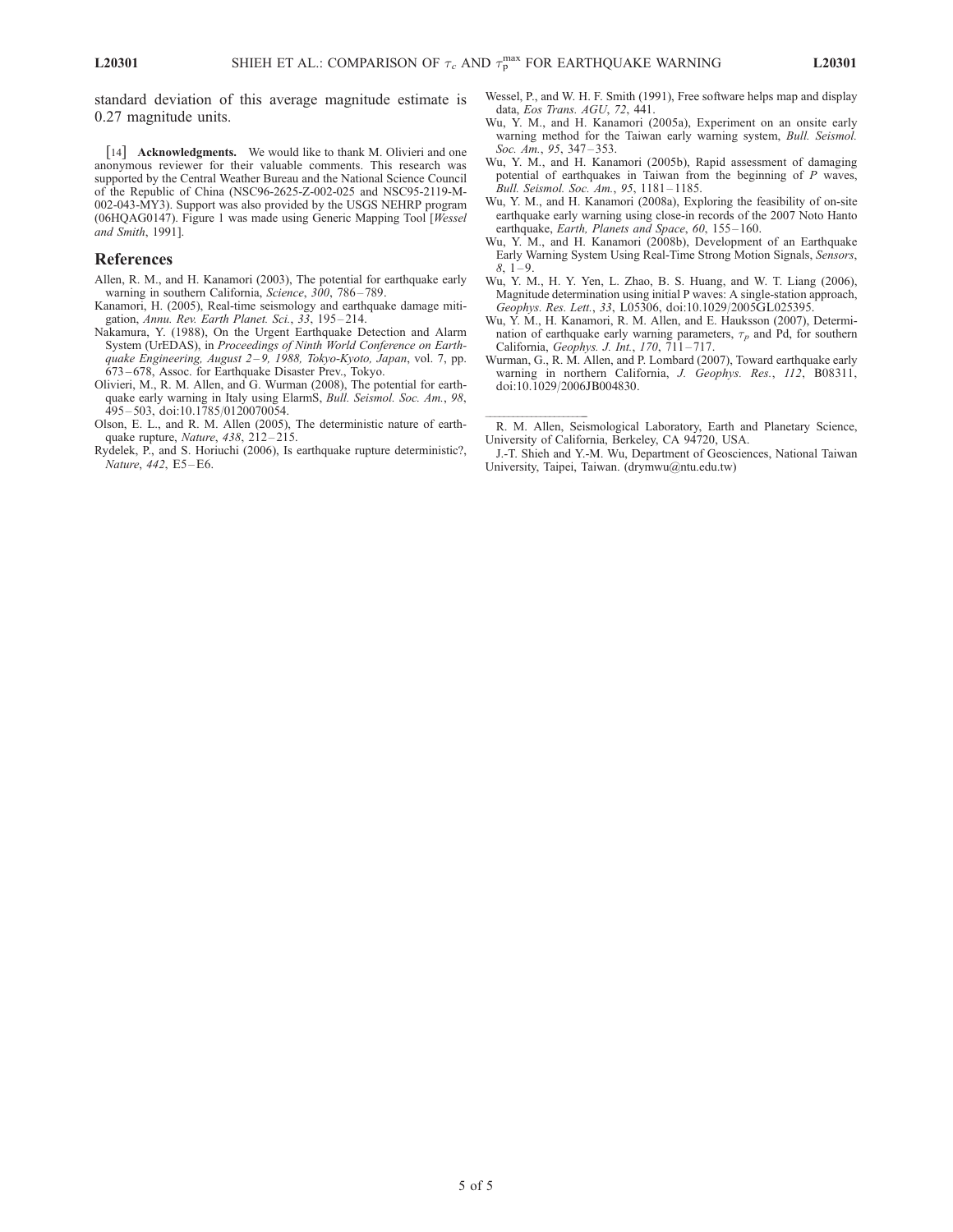standard deviation of this average magnitude estimate is 0.27 magnitude units.

[14] **Acknowledgments.** We would like to thank M. Olivieri and one anonymous reviewer for their valuable comments. This research was supported by the Central Weather Bureau and the National Science Council of the Republic of China (NSC96-2625-Z-002-025 and NSC95-2119-M-002-043-MY3). Support was also provided by the USGS NEHRP program (06HQAG0147). Figure 1 was made using Generic Mapping Tool [*Wessel and Smith*, 1991].

## References

Allen, R. M., and H. Kanamori (2003), The potential for earthquake early warning in southern California, *Science*, *300*, 786–789.

Kanamori, H. (2005), Real-time seismology and earthquake damage mitigation, *Annu. Rev. Earth Planet. Sci.*, *33*, 195–214.

Nakamura, Y. (1988), On the Urgent Earthquake Detection and Alarm System (UrEDAS), in *Proceedings of Ninth World Conference on Earthquake Engineering, August 2–9, 1988, Tokyo-Kyoto, Japan*, vol. 7, pp. 673–678, Assoc. for Earthquake Disaster Prev., Tokyo.

Olivieri, M., R. M. Allen, and G. Wurman (2008), The potential for earthquake early warning in Italy using ElarmS, *Bull. Seismol. Soc. Am.*, *98*, 495–503, doi:10.1785/0120070054.

Olson, E. L., and R. M. Allen (2005), The deterministic nature of earthquake rupture, *Nature*, *438*, 212–215.

Rydelek, P., and S. Horiuchi (2006), Is earthquake rupture deterministic?, *Nature*, *442*, E5–E6.

Wessel, P., and W. H. F. Smith (1991), Free software helps map and display data, *Eos Trans. AGU*, *72*, 441.

Wu, Y. M., and H. Kanamori (2005a), Experiment on an onsite early warning method for the Taiwan early warning system, *Bull. Seismol. Soc. Am.*, *95*, 347–353.

Wu, Y. M., and H. Kanamori (2005b), Rapid assessment of damaging potential of earthquakes in Taiwan from the beginning of *P* waves, *Bull. Seismol. Soc. Am.*, *95*, 1181–1185.

Wu, Y. M., and H. Kanamori (2008a), Exploring the feasibility of on-site earthquake early warning using close-in records of the 2007 Noto Hanto earthquake, *Earth, Planets and Space*, *60*, 155–160.

Wu, Y. M., and H. Kanamori (2008b), Development of an Earthquake Early Warning System Using Real-Time Strong Motion Signals, *Sensors*, *8*, 1–9.

Wu, Y. M., H. Y. Yen, L. Zhao, B. S. Huang, and W. T. Liang (2006), Magnitude determination using initial P waves: A single-station approach, *Geophys. Res. Lett.*, *33*, L05306, doi:10.1029/2005GL025395.

Wu, Y. M., H. Kanamori, R. M. Allen, and E. Hauksson (2007), Determination of earthquake early warning parameters, $\tau_p$ and Pd, for southern California, *Geophys. J. Int.*, *170*, 711–717.

Wurman, G., R. M. Allen, and P. Lombard (2007), Toward earthquake early warning in northern California, *J. Geophys. Res.*, *112*, B08311, doi:10.1029/2006JB004830.

---

R. M. Allen, Seismological Laboratory, Earth and Planetary Science, University of California, Berkeley, CA 94720, USA.

J.-T. Shieh and Y.-M. Wu, Department of Geosciences, National Taiwan University, Taipei, Taiwan. (drymwu@ntu.edu.tw)